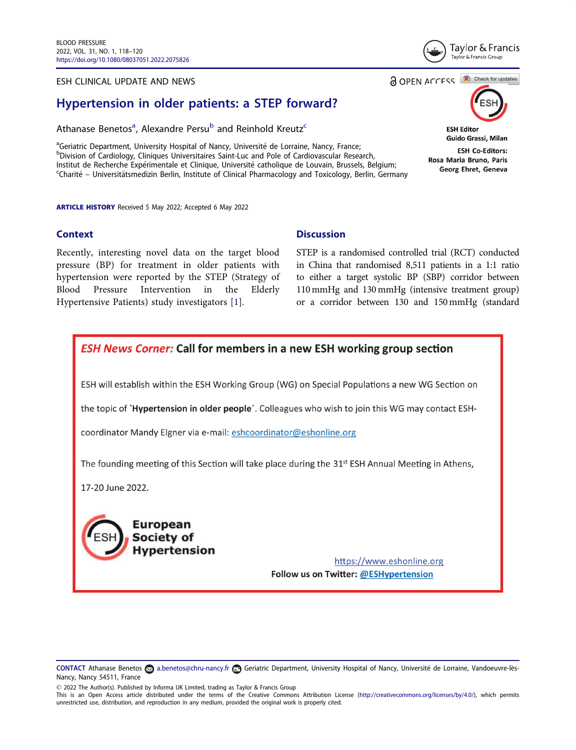ESH CLINICAL UPDATE AND NEWS

OPEN ACCESS

ESH Editor
Guido Grassi, Milan

ESH Co-Editors:
Rosa Maria Bruno, Paris
Georg Ehret, Geneva

# Hypertension in older patients: a STEP forward?

Athanase Benetos[a], Alexandre Persu[b] and Reinhold Kreutz[c]

[a]Geriatric Department, University Hospital of Nancy, Université de Lorraine, Nancy, France;
[b]Division of Cardiology, Cliniques Universitaires Saint-Luc and Pole of Cardiovascular Research, Institut de Recherche Expérimentale et Clinique, Université catholique de Louvain, Brussels, Belgium;
[c]Charité – Universitätsmedizin Berlin, Institute of Clinical Pharmacology and Toxicology, Berlin, Germany

**ARTICLE HISTORY** Received 5 May 2022; Accepted 6 May 2022

## Context

Recently, interesting novel data on the target blood pressure (BP) for treatment in older patients with hypertension were reported by the STEP (Strategy of Blood Pressure Intervention in the Elderly Hypertensive Patients) study investigators [1].

## Discussion

STEP is a randomised controlled trial (RCT) conducted in China that randomised 8,511 patients in a 1:1 ratio to either a target systolic BP (SBP) corridor between 110 mmHg and 130 mmHg (intensive treatment group) or a corridor between 130 and 150 mmHg (standard

---

***ESH News Corner:*** **Call for members in a new ESH working group section**

ESH will establish within the ESH Working Group (WG) on Special Populations a new WG Section on the topic of `**Hypertension in older people**´. Colleagues who wish to join this WG may contact ESH-coordinator Mandy Elgner via e-mail: eshcoordinator@eshonline.org

The founding meeting of this Section will take place during the 31st ESH Annual Meeting in Athens, 17-20 June 2022.

**European Society of Hypertension**

https://www.eshonline.org
**Follow us on Twitter:** **@ESHypertension**

---

**CONTACT** Athanase Benetos a.benetos@chru-nancy.fr Geriatric Department, University Hospital of Nancy, Université de Lorraine, Vandoeuvre-lès-Nancy, Nancy 54511, France

© 2022 The Author(s). Published by Informa UK Limited, trading as Taylor & Francis Group
This is an Open Access article distributed under the terms of the Creative Commons Attribution License (http://creativecommons.org/licenses/by/4.0/), which permits unrestricted use, distribution, and reproduction in any medium, provided the original work is properly cited.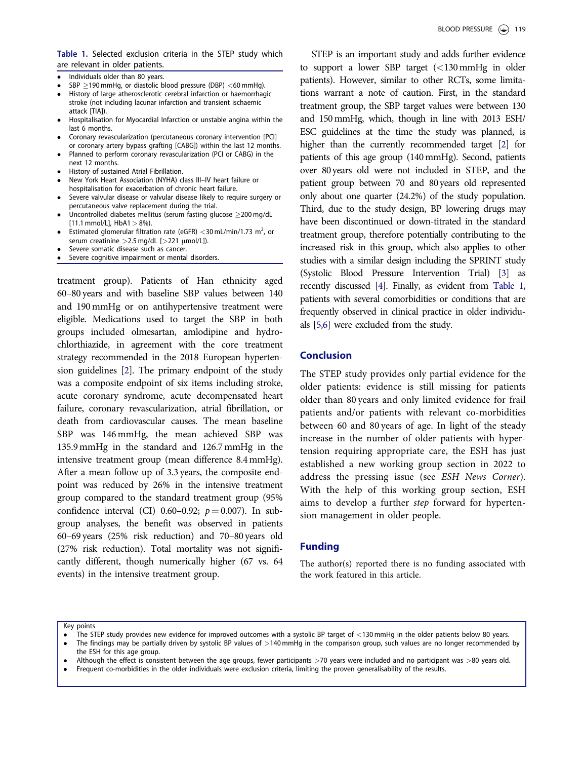**Table 1.** Selected exclusion criteria in the STEP study which are relevant in older patients.

- Individuals older than 80 years.
- SBP ≥190 mmHg, or diastolic blood pressure (DBP) <60 mmHg).
- History of large atherosclerotic cerebral infarction or haemorrhagic stroke (not including lacunar infarction and transient ischaemic attack [TIA]).
- Hospitalisation for Myocardial Infarction or unstable angina within the last 6 months.
- Coronary revascularization (percutaneous coronary intervention [PCI] or coronary artery bypass grafting [CABG]) within the last 12 months.
- Planned to perform coronary revascularization (PCI or CABG) in the next 12 months.
- History of sustained Atrial Fibrillation.
- New York Heart Association (NYHA) class III–IV heart failure or hospitalisation for exacerbation of chronic heart failure.
- Severe valvular disease or valvular disease likely to require surgery or percutaneous valve replacement during the trial.
- Uncontrolled diabetes mellitus (serum fasting glucose ≥200 mg/dL [11.1 mmol/L], HbA1 > 8%).
- Estimated glomerular filtration rate (eGFR) <30 mL/min/1.73 m$^2$, or serum creatinine >2.5 mg/dL [>221 μmol/L]).
- Severe somatic disease such as cancer.
- Severe cognitive impairment or mental disorders.

treatment group). Patients of Han ethnicity aged 60–80 years and with baseline SBP values between 140 and 190 mmHg or on antihypertensive treatment were eligible. Medications used to target the SBP in both groups included olmesartan, amlodipine and hydrochlorthiazide, in agreement with the core treatment strategy recommended in the 2018 European hypertension guidelines [2]. The primary endpoint of the study was a composite endpoint of six items including stroke, acute coronary syndrome, acute decompensated heart failure, coronary revascularization, atrial fibrillation, or death from cardiovascular causes. The mean baseline SBP was 146 mmHg, the mean achieved SBP was 135.9 mmHg in the standard and 126.7 mmHg in the intensive treatment group (mean difference 8.4 mmHg). After a mean follow up of 3.3 years, the composite endpoint was reduced by 26% in the intensive treatment group compared to the standard treatment group (95% confidence interval (CI) 0.60–0.92; $p = 0.007$). In subgroup analyses, the benefit was observed in patients 60–69 years (25% risk reduction) and 70–80 years old (27% risk reduction). Total mortality was not significantly different, though numerically higher (67 vs. 64 events) in the intensive treatment group.

STEP is an important study and adds further evidence to support a lower SBP target (<130 mmHg in older patients). However, similar to other RCTs, some limitations warrant a note of caution. First, in the standard treatment group, the SBP target values were between 130 and 150 mmHg, which, though in line with 2013 ESH/ESC guidelines at the time the study was planned, is higher than the currently recommended target [2] for patients of this age group (140 mmHg). Second, patients over 80 years old were not included in STEP, and the patient group between 70 and 80 years old represented only about one quarter (24.2%) of the study population. Third, due to the study design, BP lowering drugs may have been discontinued or down-titrated in the standard treatment group, therefore potentially contributing to the increased risk in this group, which also applies to other studies with a similar design including the SPRINT study (Systolic Blood Pressure Intervention Trial) [3] as recently discussed [4]. Finally, as evident from Table 1, patients with several comorbidities or conditions that are frequently observed in clinical practice in older individuals [5,6] were excluded from the study.

## Conclusion

The STEP study provides only partial evidence for the older patients: evidence is still missing for patients older than 80 years and only limited evidence for frail patients and/or patients with relevant co-morbidities between 60 and 80 years of age. In light of the steady increase in the number of older patients with hypertension requiring appropriate care, the ESH has just established a new working group section in 2022 to address the pressing issue (see *ESH News Corner*). With the help of this working group section, ESH aims to develop a further *step* forward for hypertension management in older people.

## Funding

The author(s) reported there is no funding associated with the work featured in this article.

Key points

- The STEP study provides new evidence for improved outcomes with a systolic BP target of <130 mmHg in the older patients below 80 years.
- The findings may be partially driven by systolic BP values of >140 mmHg in the comparison group, such values are no longer recommended by the ESH for this age group.
- Although the effect is consistent between the age groups, fewer participants >70 years were included and no participant was >80 years old.
- Frequent co-morbidities in the older individuals were exclusion criteria, limiting the proven generalisability of the results.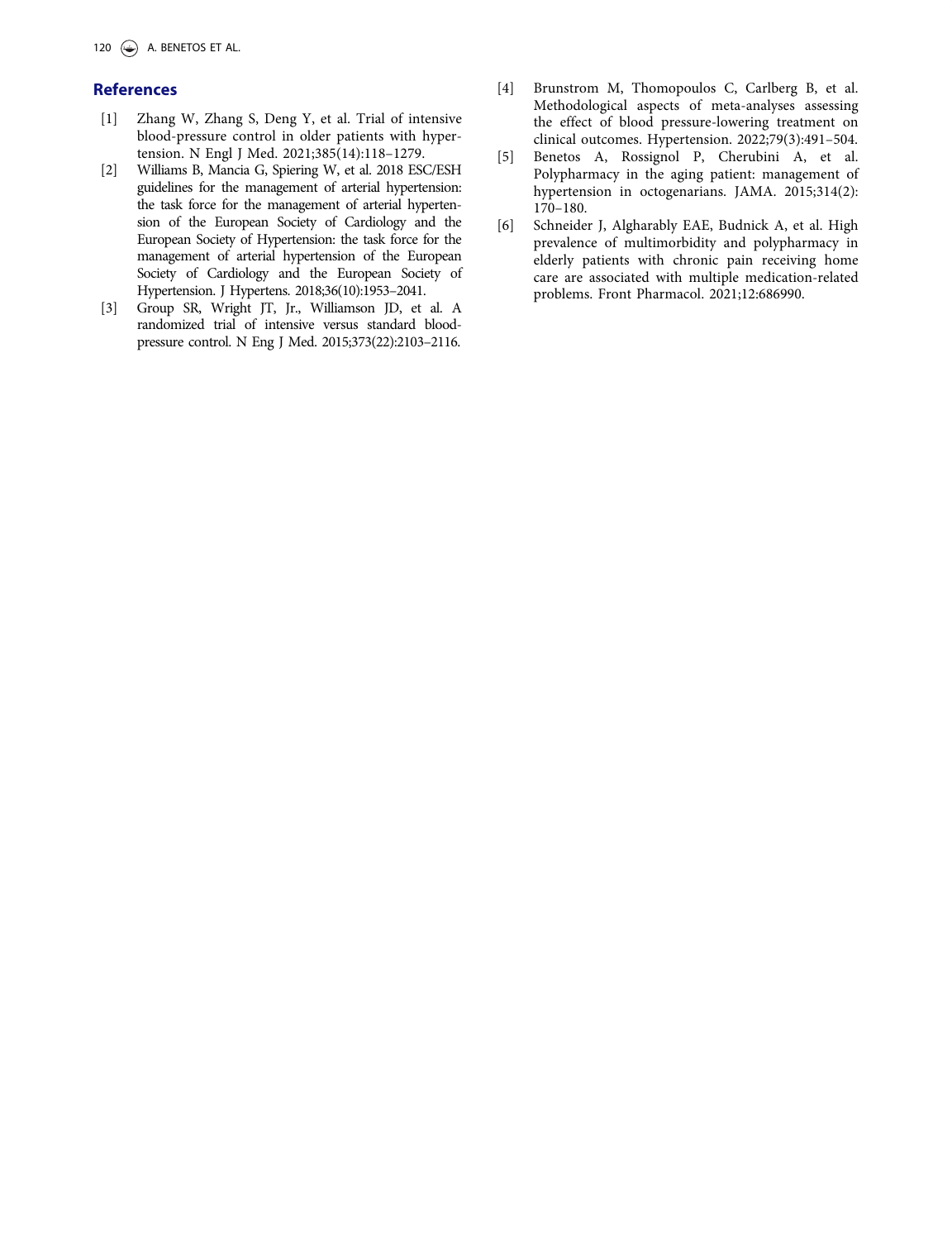## References

[1] Zhang W, Zhang S, Deng Y, et al. Trial of intensive blood-pressure control in older patients with hypertension. N Engl J Med. 2021;385(14):118–1279.

[2] Williams B, Mancia G, Spiering W, et al. 2018 ESC/ESH guidelines for the management of arterial hypertension: the task force for the management of arterial hypertension of the European Society of Cardiology and the European Society of Hypertension: the task force for the management of arterial hypertension of the European Society of Cardiology and the European Society of Hypertension. J Hypertens. 2018;36(10):1953–2041.

[3] Group SR, Wright JT, Jr., Williamson JD, et al. A randomized trial of intensive versus standard blood-pressure control. N Eng J Med. 2015;373(22):2103–2116.

[4] Brunstrom M, Thomopoulos C, Carlberg B, et al. Methodological aspects of meta-analyses assessing the effect of blood pressure-lowering treatment on clinical outcomes. Hypertension. 2022;79(3):491–504.

[5] Benetos A, Rossignol P, Cherubini A, et al. Polypharmacy in the aging patient: management of hypertension in octogenarians. JAMA. 2015;314(2): 170–180.

[6] Schneider J, Algharably EAE, Budnick A, et al. High prevalence of multimorbidity and polypharmacy in elderly patients with chronic pain receiving home care are associated with multiple medication-related problems. Front Pharmacol. 2021;12:686990.